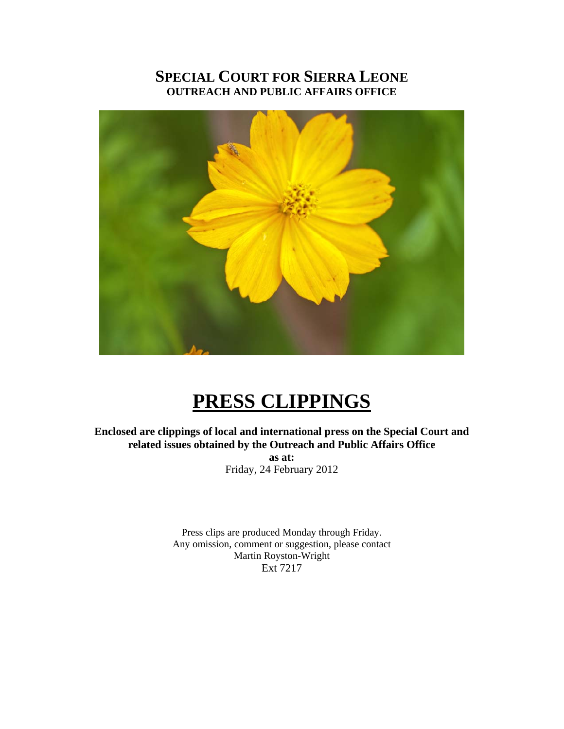# SPECIAL COURT FOR SIERRA LEONE

## OUTREACH AND PUBLIC AFFAIRS OFFICE

# PRESS CLIPPINGS

**Enclosed are clippings of local and international press on the Special Court and related issues obtained by the Outreach and Public Affairs Office**

**as at:**

Friday, 24 February 2012

Press clips are produced Monday through Friday.
Any omission, comment or suggestion, please contact
Martin Royston-Wright
Ext 7217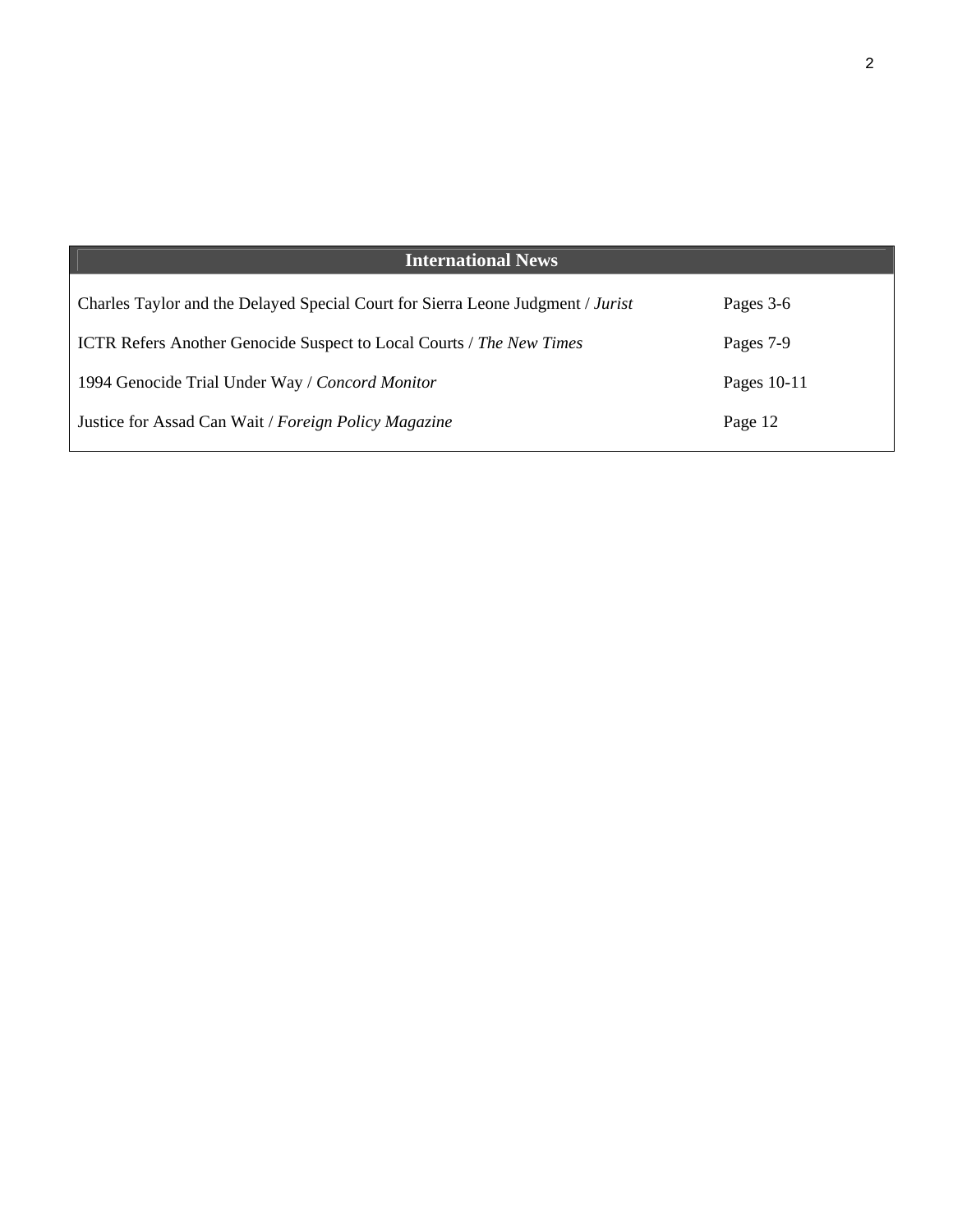| International News | |
|---|---|
| Charles Taylor and the Delayed Special Court for Sierra Leone Judgment / *Jurist* | Pages 3-6 |
| ICTR Refers Another Genocide Suspect to Local Courts / *The New Times* | Pages 7-9 |
| 1994 Genocide Trial Under Way / *Concord Monitor* | Pages 10-11 |
| Justice for Assad Can Wait / *Foreign Policy Magazine* | Page 12 |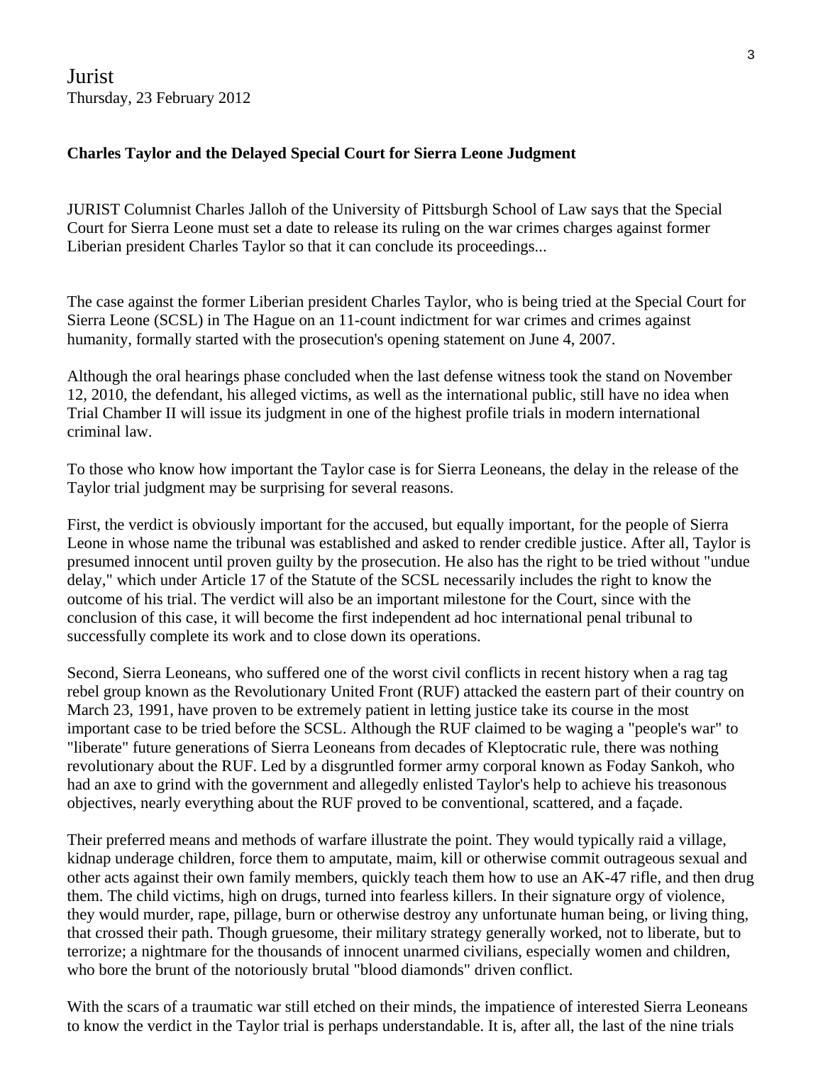Jurist
Thursday, 23 February 2012

**Charles Taylor and the Delayed Special Court for Sierra Leone Judgment**

JURIST Columnist Charles Jalloh of the University of Pittsburgh School of Law says that the Special Court for Sierra Leone must set a date to release its ruling on the war crimes charges against former Liberian president Charles Taylor so that it can conclude its proceedings...

The case against the former Liberian president Charles Taylor, who is being tried at the Special Court for Sierra Leone (SCSL) in The Hague on an 11-count indictment for war crimes and crimes against humanity, formally started with the prosecution's opening statement on June 4, 2007.

Although the oral hearings phase concluded when the last defense witness took the stand on November 12, 2010, the defendant, his alleged victims, as well as the international public, still have no idea when Trial Chamber II will issue its judgment in one of the highest profile trials in modern international criminal law.

To those who know how important the Taylor case is for Sierra Leoneans, the delay in the release of the Taylor trial judgment may be surprising for several reasons.

First, the verdict is obviously important for the accused, but equally important, for the people of Sierra Leone in whose name the tribunal was established and asked to render credible justice. After all, Taylor is presumed innocent until proven guilty by the prosecution. He also has the right to be tried without "undue delay," which under Article 17 of the Statute of the SCSL necessarily includes the right to know the outcome of his trial. The verdict will also be an important milestone for the Court, since with the conclusion of this case, it will become the first independent ad hoc international penal tribunal to successfully complete its work and to close down its operations.

Second, Sierra Leoneans, who suffered one of the worst civil conflicts in recent history when a rag tag rebel group known as the Revolutionary United Front (RUF) attacked the eastern part of their country on March 23, 1991, have proven to be extremely patient in letting justice take its course in the most important case to be tried before the SCSL. Although the RUF claimed to be waging a "people's war" to "liberate" future generations of Sierra Leoneans from decades of Kleptocratic rule, there was nothing revolutionary about the RUF. Led by a disgruntled former army corporal known as Foday Sankoh, who had an axe to grind with the government and allegedly enlisted Taylor's help to achieve his treasonous objectives, nearly everything about the RUF proved to be conventional, scattered, and a façade.

Their preferred means and methods of warfare illustrate the point. They would typically raid a village, kidnap underage children, force them to amputate, maim, kill or otherwise commit outrageous sexual and other acts against their own family members, quickly teach them how to use an AK-47 rifle, and then drug them. The child victims, high on drugs, turned into fearless killers. In their signature orgy of violence, they would murder, rape, pillage, burn or otherwise destroy any unfortunate human being, or living thing, that crossed their path. Though gruesome, their military strategy generally worked, not to liberate, but to terrorize; a nightmare for the thousands of innocent unarmed civilians, especially women and children, who bore the brunt of the notoriously brutal "blood diamonds" driven conflict.

With the scars of a traumatic war still etched on their minds, the impatience of interested Sierra Leoneans to know the verdict in the Taylor trial is perhaps understandable. It is, after all, the last of the nine trials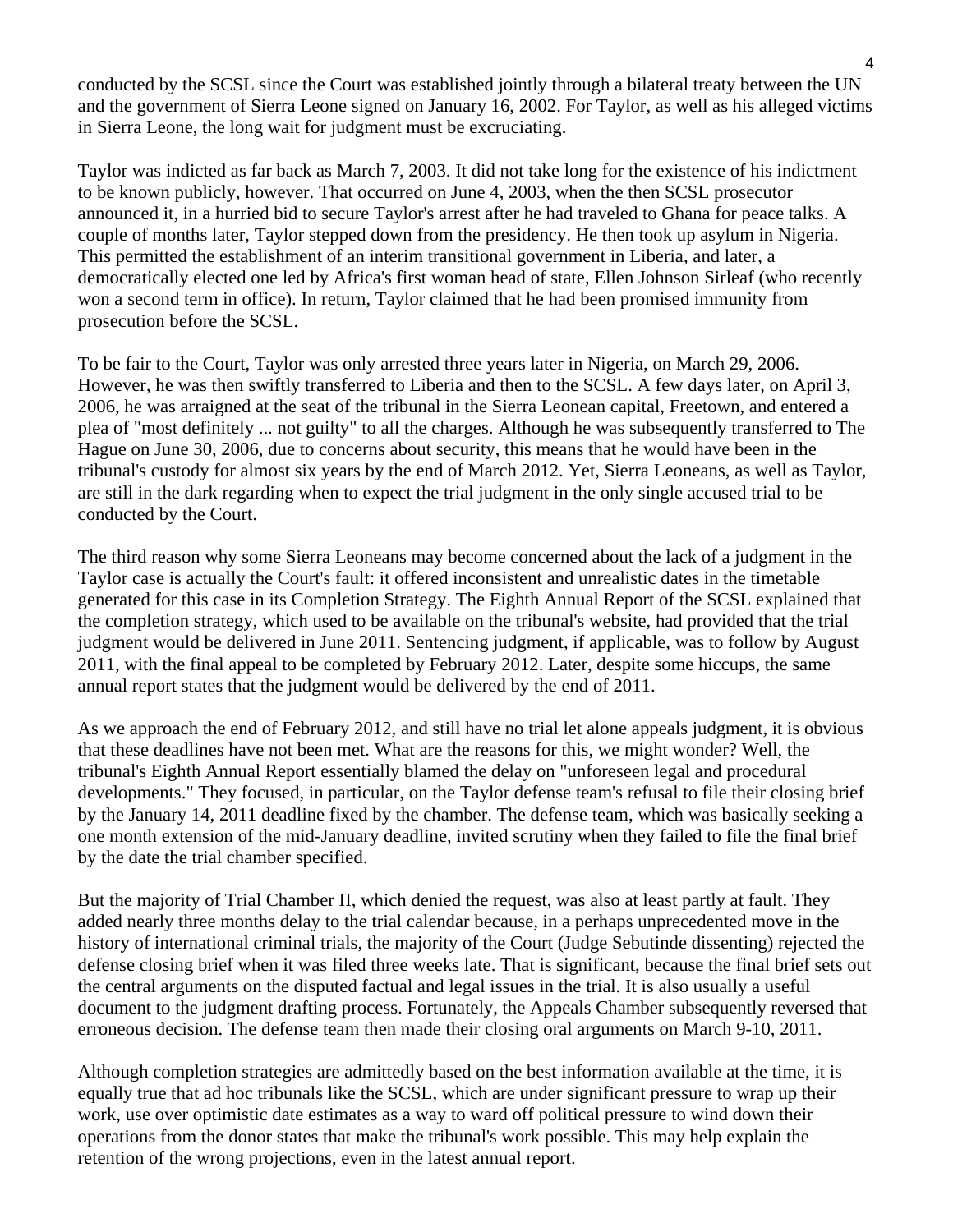conducted by the SCSL since the Court was established jointly through a bilateral treaty between the UN and the government of Sierra Leone signed on January 16, 2002. For Taylor, as well as his alleged victims in Sierra Leone, the long wait for judgment must be excruciating.

Taylor was indicted as far back as March 7, 2003. It did not take long for the existence of his indictment to be known publicly, however. That occurred on June 4, 2003, when the then SCSL prosecutor announced it, in a hurried bid to secure Taylor's arrest after he had traveled to Ghana for peace talks. A couple of months later, Taylor stepped down from the presidency. He then took up asylum in Nigeria. This permitted the establishment of an interim transitional government in Liberia, and later, a democratically elected one led by Africa's first woman head of state, Ellen Johnson Sirleaf (who recently won a second term in office). In return, Taylor claimed that he had been promised immunity from prosecution before the SCSL.

To be fair to the Court, Taylor was only arrested three years later in Nigeria, on March 29, 2006. However, he was then swiftly transferred to Liberia and then to the SCSL. A few days later, on April 3, 2006, he was arraigned at the seat of the tribunal in the Sierra Leonean capital, Freetown, and entered a plea of "most definitely ... not guilty" to all the charges. Although he was subsequently transferred to The Hague on June 30, 2006, due to concerns about security, this means that he would have been in the tribunal's custody for almost six years by the end of March 2012. Yet, Sierra Leoneans, as well as Taylor, are still in the dark regarding when to expect the trial judgment in the only single accused trial to be conducted by the Court.

The third reason why some Sierra Leoneans may become concerned about the lack of a judgment in the Taylor case is actually the Court's fault: it offered inconsistent and unrealistic dates in the timetable generated for this case in its Completion Strategy. The Eighth Annual Report of the SCSL explained that the completion strategy, which used to be available on the tribunal's website, had provided that the trial judgment would be delivered in June 2011. Sentencing judgment, if applicable, was to follow by August 2011, with the final appeal to be completed by February 2012. Later, despite some hiccups, the same annual report states that the judgment would be delivered by the end of 2011.

As we approach the end of February 2012, and still have no trial let alone appeals judgment, it is obvious that these deadlines have not been met. What are the reasons for this, we might wonder? Well, the tribunal's Eighth Annual Report essentially blamed the delay on "unforeseen legal and procedural developments." They focused, in particular, on the Taylor defense team's refusal to file their closing brief by the January 14, 2011 deadline fixed by the chamber. The defense team, which was basically seeking a one month extension of the mid-January deadline, invited scrutiny when they failed to file the final brief by the date the trial chamber specified.

But the majority of Trial Chamber II, which denied the request, was also at least partly at fault. They added nearly three months delay to the trial calendar because, in a perhaps unprecedented move in the history of international criminal trials, the majority of the Court (Judge Sebutinde dissenting) rejected the defense closing brief when it was filed three weeks late. That is significant, because the final brief sets out the central arguments on the disputed factual and legal issues in the trial. It is also usually a useful document to the judgment drafting process. Fortunately, the Appeals Chamber subsequently reversed that erroneous decision. The defense team then made their closing oral arguments on March 9-10, 2011.

Although completion strategies are admittedly based on the best information available at the time, it is equally true that ad hoc tribunals like the SCSL, which are under significant pressure to wrap up their work, use over optimistic date estimates as a way to ward off political pressure to wind down their operations from the donor states that make the tribunal's work possible. This may help explain the retention of the wrong projections, even in the latest annual report.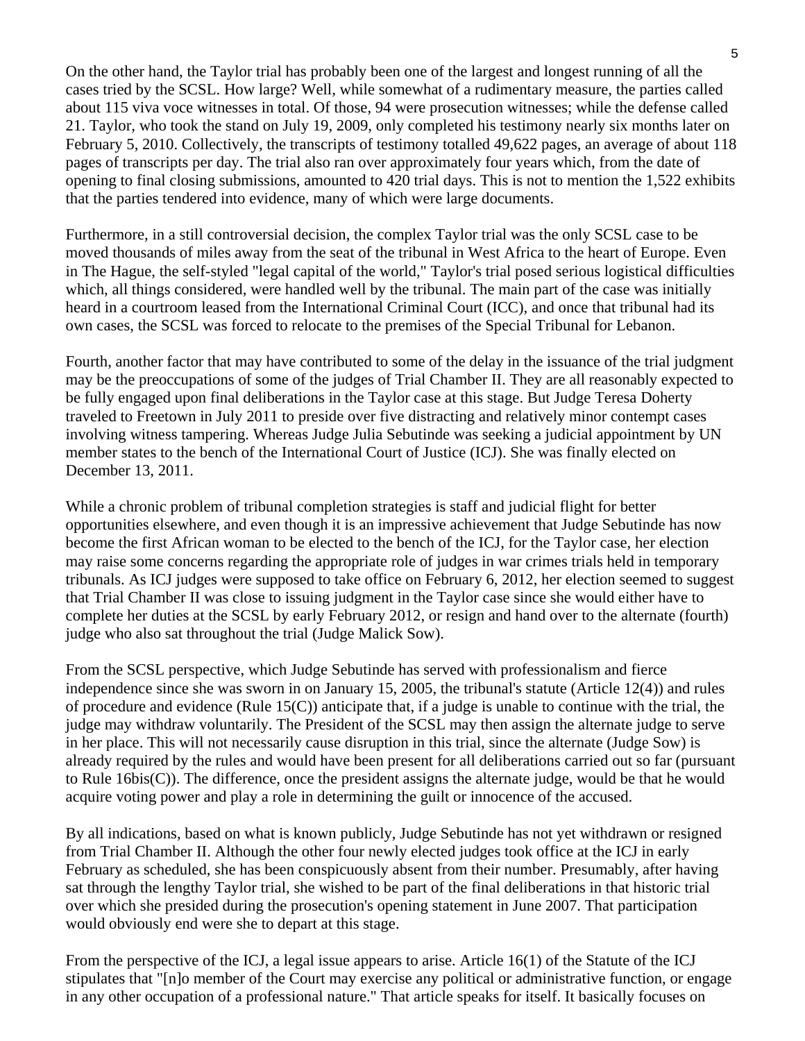On the other hand, the Taylor trial has probably been one of the largest and longest running of all the cases tried by the SCSL. How large? Well, while somewhat of a rudimentary measure, the parties called about 115 viva voce witnesses in total. Of those, 94 were prosecution witnesses; while the defense called 21. Taylor, who took the stand on July 19, 2009, only completed his testimony nearly six months later on February 5, 2010. Collectively, the transcripts of testimony totalled 49,622 pages, an average of about 118 pages of transcripts per day. The trial also ran over approximately four years which, from the date of opening to final closing submissions, amounted to 420 trial days. This is not to mention the 1,522 exhibits that the parties tendered into evidence, many of which were large documents.

Furthermore, in a still controversial decision, the complex Taylor trial was the only SCSL case to be moved thousands of miles away from the seat of the tribunal in West Africa to the heart of Europe. Even in The Hague, the self-styled "legal capital of the world," Taylor's trial posed serious logistical difficulties which, all things considered, were handled well by the tribunal. The main part of the case was initially heard in a courtroom leased from the International Criminal Court (ICC), and once that tribunal had its own cases, the SCSL was forced to relocate to the premises of the Special Tribunal for Lebanon.

Fourth, another factor that may have contributed to some of the delay in the issuance of the trial judgment may be the preoccupations of some of the judges of Trial Chamber II. They are all reasonably expected to be fully engaged upon final deliberations in the Taylor case at this stage. But Judge Teresa Doherty traveled to Freetown in July 2011 to preside over five distracting and relatively minor contempt cases involving witness tampering. Whereas Judge Julia Sebutinde was seeking a judicial appointment by UN member states to the bench of the International Court of Justice (ICJ). She was finally elected on December 13, 2011.

While a chronic problem of tribunal completion strategies is staff and judicial flight for better opportunities elsewhere, and even though it is an impressive achievement that Judge Sebutinde has now become the first African woman to be elected to the bench of the ICJ, for the Taylor case, her election may raise some concerns regarding the appropriate role of judges in war crimes trials held in temporary tribunals. As ICJ judges were supposed to take office on February 6, 2012, her election seemed to suggest that Trial Chamber II was close to issuing judgment in the Taylor case since she would either have to complete her duties at the SCSL by early February 2012, or resign and hand over to the alternate (fourth) judge who also sat throughout the trial (Judge Malick Sow).

From the SCSL perspective, which Judge Sebutinde has served with professionalism and fierce independence since she was sworn in on January 15, 2005, the tribunal's statute (Article 12(4)) and rules of procedure and evidence (Rule 15(C)) anticipate that, if a judge is unable to continue with the trial, the judge may withdraw voluntarily. The President of the SCSL may then assign the alternate judge to serve in her place. This will not necessarily cause disruption in this trial, since the alternate (Judge Sow) is already required by the rules and would have been present for all deliberations carried out so far (pursuant to Rule 16bis(C)). The difference, once the president assigns the alternate judge, would be that he would acquire voting power and play a role in determining the guilt or innocence of the accused.

By all indications, based on what is known publicly, Judge Sebutinde has not yet withdrawn or resigned from Trial Chamber II. Although the other four newly elected judges took office at the ICJ in early February as scheduled, she has been conspicuously absent from their number. Presumably, after having sat through the lengthy Taylor trial, she wished to be part of the final deliberations in that historic trial over which she presided during the prosecution's opening statement in June 2007. That participation would obviously end were she to depart at this stage.

From the perspective of the ICJ, a legal issue appears to arise. Article 16(1) of the Statute of the ICJ stipulates that "[n]o member of the Court may exercise any political or administrative function, or engage in any other occupation of a professional nature." That article speaks for itself. It basically focuses on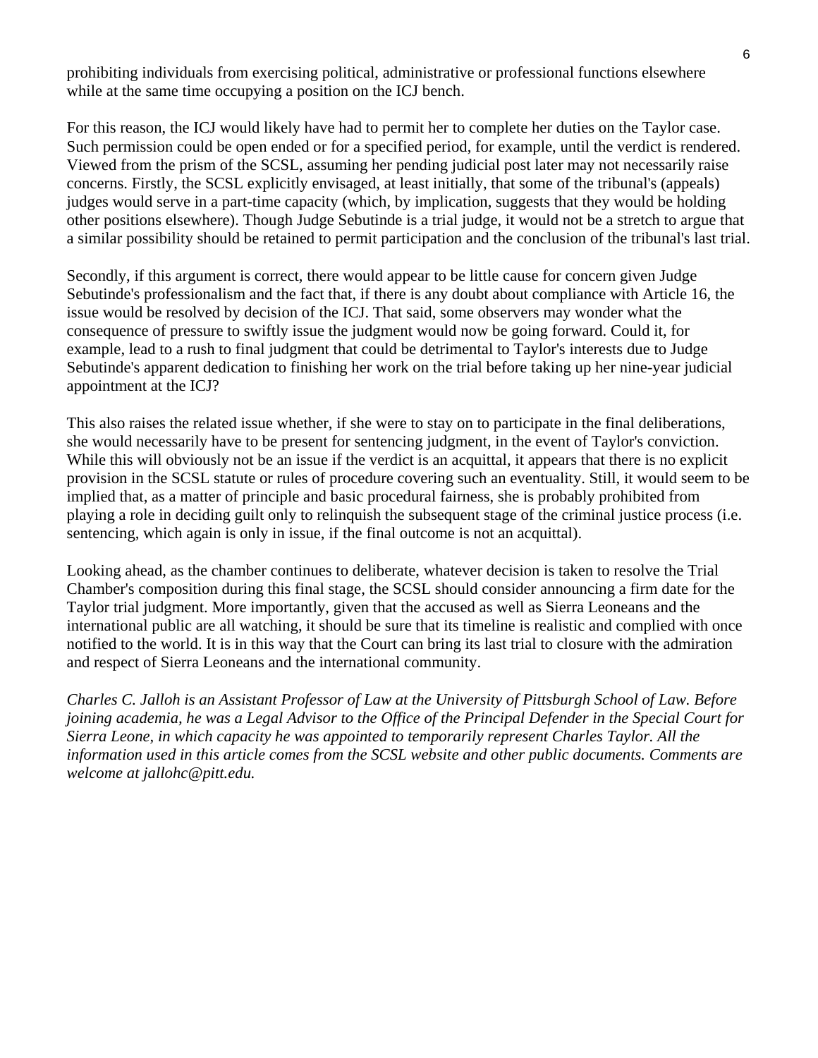prohibiting individuals from exercising political, administrative or professional functions elsewhere while at the same time occupying a position on the ICJ bench.

For this reason, the ICJ would likely have had to permit her to complete her duties on the Taylor case. Such permission could be open ended or for a specified period, for example, until the verdict is rendered. Viewed from the prism of the SCSL, assuming her pending judicial post later may not necessarily raise concerns. Firstly, the SCSL explicitly envisaged, at least initially, that some of the tribunal's (appeals) judges would serve in a part-time capacity (which, by implication, suggests that they would be holding other positions elsewhere). Though Judge Sebutinde is a trial judge, it would not be a stretch to argue that a similar possibility should be retained to permit participation and the conclusion of the tribunal's last trial.

Secondly, if this argument is correct, there would appear to be little cause for concern given Judge Sebutinde's professionalism and the fact that, if there is any doubt about compliance with Article 16, the issue would be resolved by decision of the ICJ. That said, some observers may wonder what the consequence of pressure to swiftly issue the judgment would now be going forward. Could it, for example, lead to a rush to final judgment that could be detrimental to Taylor's interests due to Judge Sebutinde's apparent dedication to finishing her work on the trial before taking up her nine-year judicial appointment at the ICJ?

This also raises the related issue whether, if she were to stay on to participate in the final deliberations, she would necessarily have to be present for sentencing judgment, in the event of Taylor's conviction. While this will obviously not be an issue if the verdict is an acquittal, it appears that there is no explicit provision in the SCSL statute or rules of procedure covering such an eventuality. Still, it would seem to be implied that, as a matter of principle and basic procedural fairness, she is probably prohibited from playing a role in deciding guilt only to relinquish the subsequent stage of the criminal justice process (i.e. sentencing, which again is only in issue, if the final outcome is not an acquittal).

Looking ahead, as the chamber continues to deliberate, whatever decision is taken to resolve the Trial Chamber's composition during this final stage, the SCSL should consider announcing a firm date for the Taylor trial judgment. More importantly, given that the accused as well as Sierra Leoneans and the international public are all watching, it should be sure that its timeline is realistic and complied with once notified to the world. It is in this way that the Court can bring its last trial to closure with the admiration and respect of Sierra Leoneans and the international community.

*Charles C. Jalloh is an Assistant Professor of Law at the University of Pittsburgh School of Law. Before joining academia, he was a Legal Advisor to the Office of the Principal Defender in the Special Court for Sierra Leone, in which capacity he was appointed to temporarily represent Charles Taylor. All the information used in this article comes from the SCSL website and other public documents. Comments are welcome at jallohc@pitt.edu.*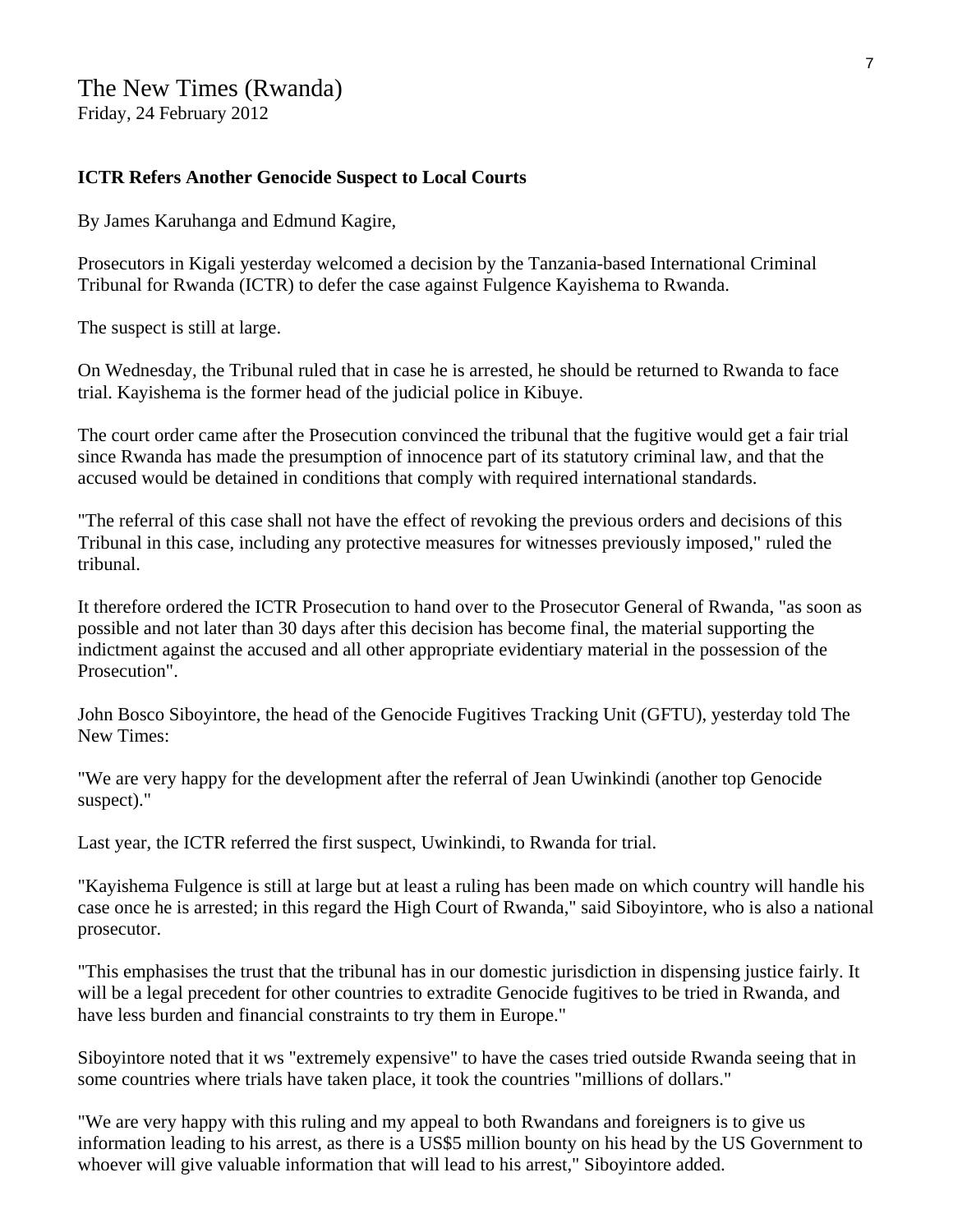The New Times (Rwanda)
Friday, 24 February 2012

**ICTR Refers Another Genocide Suspect to Local Courts**

By James Karuhanga and Edmund Kagire,

Prosecutors in Kigali yesterday welcomed a decision by the Tanzania-based International Criminal Tribunal for Rwanda (ICTR) to defer the case against Fulgence Kayishema to Rwanda.

The suspect is still at large.

On Wednesday, the Tribunal ruled that in case he is arrested, he should be returned to Rwanda to face trial. Kayishema is the former head of the judicial police in Kibuye.

The court order came after the Prosecution convinced the tribunal that the fugitive would get a fair trial since Rwanda has made the presumption of innocence part of its statutory criminal law, and that the accused would be detained in conditions that comply with required international standards.

"The referral of this case shall not have the effect of revoking the previous orders and decisions of this Tribunal in this case, including any protective measures for witnesses previously imposed," ruled the tribunal.

It therefore ordered the ICTR Prosecution to hand over to the Prosecutor General of Rwanda, "as soon as possible and not later than 30 days after this decision has become final, the material supporting the indictment against the accused and all other appropriate evidentiary material in the possession of the Prosecution".

John Bosco Siboyintore, the head of the Genocide Fugitives Tracking Unit (GFTU), yesterday told The New Times:

"We are very happy for the development after the referral of Jean Uwinkindi (another top Genocide suspect)."

Last year, the ICTR referred the first suspect, Uwinkindi, to Rwanda for trial.

"Kayishema Fulgence is still at large but at least a ruling has been made on which country will handle his case once he is arrested; in this regard the High Court of Rwanda," said Siboyintore, who is also a national prosecutor.

"This emphasises the trust that the tribunal has in our domestic jurisdiction in dispensing justice fairly. It will be a legal precedent for other countries to extradite Genocide fugitives to be tried in Rwanda, and have less burden and financial constraints to try them in Europe."

Siboyintore noted that it ws "extremely expensive" to have the cases tried outside Rwanda seeing that in some countries where trials have taken place, it took the countries "millions of dollars."

"We are very happy with this ruling and my appeal to both Rwandans and foreigners is to give us information leading to his arrest, as there is a US$5 million bounty on his head by the US Government to whoever will give valuable information that will lead to his arrest," Siboyintore added.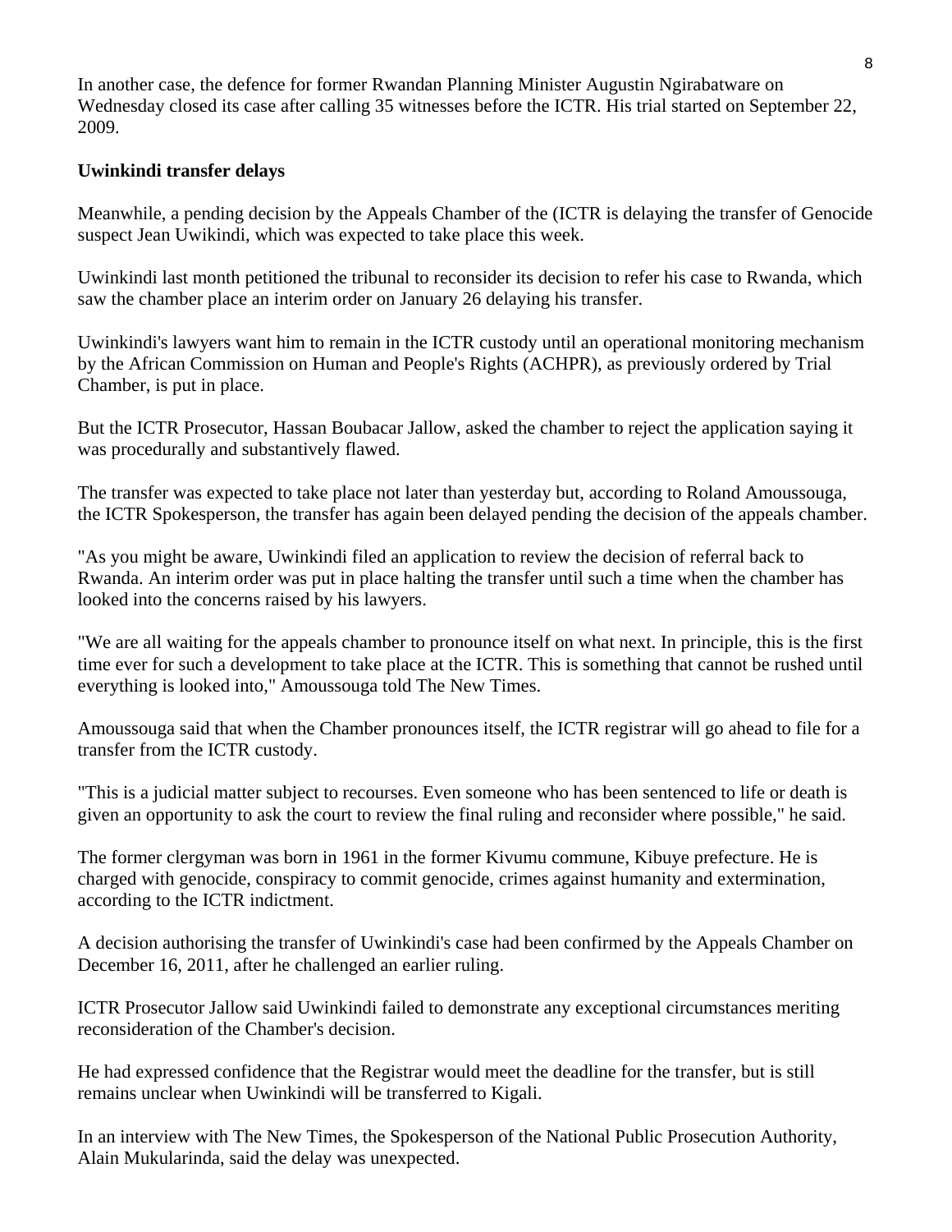In another case, the defence for former Rwandan Planning Minister Augustin Ngirabatware on Wednesday closed its case after calling 35 witnesses before the ICTR. His trial started on September 22, 2009.

**Uwinkindi transfer delays**

Meanwhile, a pending decision by the Appeals Chamber of the (ICTR is delaying the transfer of Genocide suspect Jean Uwikindi, which was expected to take place this week.

Uwinkindi last month petitioned the tribunal to reconsider its decision to refer his case to Rwanda, which saw the chamber place an interim order on January 26 delaying his transfer.

Uwinkindi's lawyers want him to remain in the ICTR custody until an operational monitoring mechanism by the African Commission on Human and People's Rights (ACHPR), as previously ordered by Trial Chamber, is put in place.

But the ICTR Prosecutor, Hassan Boubacar Jallow, asked the chamber to reject the application saying it was procedurally and substantively flawed.

The transfer was expected to take place not later than yesterday but, according to Roland Amoussouga, the ICTR Spokesperson, the transfer has again been delayed pending the decision of the appeals chamber.

"As you might be aware, Uwinkindi filed an application to review the decision of referral back to Rwanda. An interim order was put in place halting the transfer until such a time when the chamber has looked into the concerns raised by his lawyers.

"We are all waiting for the appeals chamber to pronounce itself on what next. In principle, this is the first time ever for such a development to take place at the ICTR. This is something that cannot be rushed until everything is looked into," Amoussouga told The New Times.

Amoussouga said that when the Chamber pronounces itself, the ICTR registrar will go ahead to file for a transfer from the ICTR custody.

"This is a judicial matter subject to recourses. Even someone who has been sentenced to life or death is given an opportunity to ask the court to review the final ruling and reconsider where possible," he said.

The former clergyman was born in 1961 in the former Kivumu commune, Kibuye prefecture. He is charged with genocide, conspiracy to commit genocide, crimes against humanity and extermination, according to the ICTR indictment.

A decision authorising the transfer of Uwinkindi's case had been confirmed by the Appeals Chamber on December 16, 2011, after he challenged an earlier ruling.

ICTR Prosecutor Jallow said Uwinkindi failed to demonstrate any exceptional circumstances meriting reconsideration of the Chamber's decision.

He had expressed confidence that the Registrar would meet the deadline for the transfer, but is still remains unclear when Uwinkindi will be transferred to Kigali.

In an interview with The New Times, the Spokesperson of the National Public Prosecution Authority, Alain Mukularinda, said the delay was unexpected.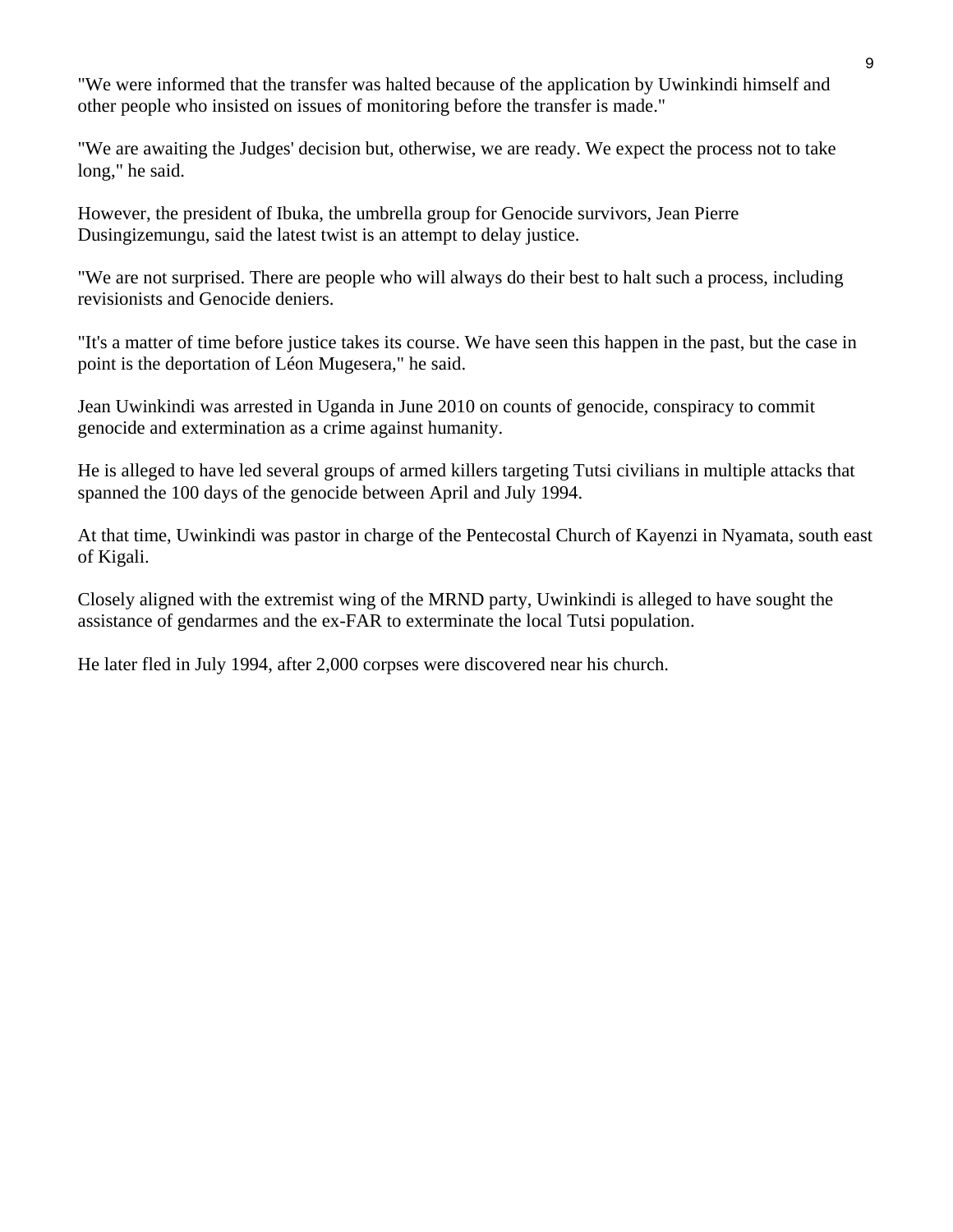"We were informed that the transfer was halted because of the application by Uwinkindi himself and other people who insisted on issues of monitoring before the transfer is made."

"We are awaiting the Judges' decision but, otherwise, we are ready. We expect the process not to take long," he said.

However, the president of Ibuka, the umbrella group for Genocide survivors, Jean Pierre Dusingizemungu, said the latest twist is an attempt to delay justice.

"We are not surprised. There are people who will always do their best to halt such a process, including revisionists and Genocide deniers.

"It's a matter of time before justice takes its course. We have seen this happen in the past, but the case in point is the deportation of Léon Mugesera," he said.

Jean Uwinkindi was arrested in Uganda in June 2010 on counts of genocide, conspiracy to commit genocide and extermination as a crime against humanity.

He is alleged to have led several groups of armed killers targeting Tutsi civilians in multiple attacks that spanned the 100 days of the genocide between April and July 1994.

At that time, Uwinkindi was pastor in charge of the Pentecostal Church of Kayenzi in Nyamata, south east of Kigali.

Closely aligned with the extremist wing of the MRND party, Uwinkindi is alleged to have sought the assistance of gendarmes and the ex-FAR to exterminate the local Tutsi population.

He later fled in July 1994, after 2,000 corpses were discovered near his church.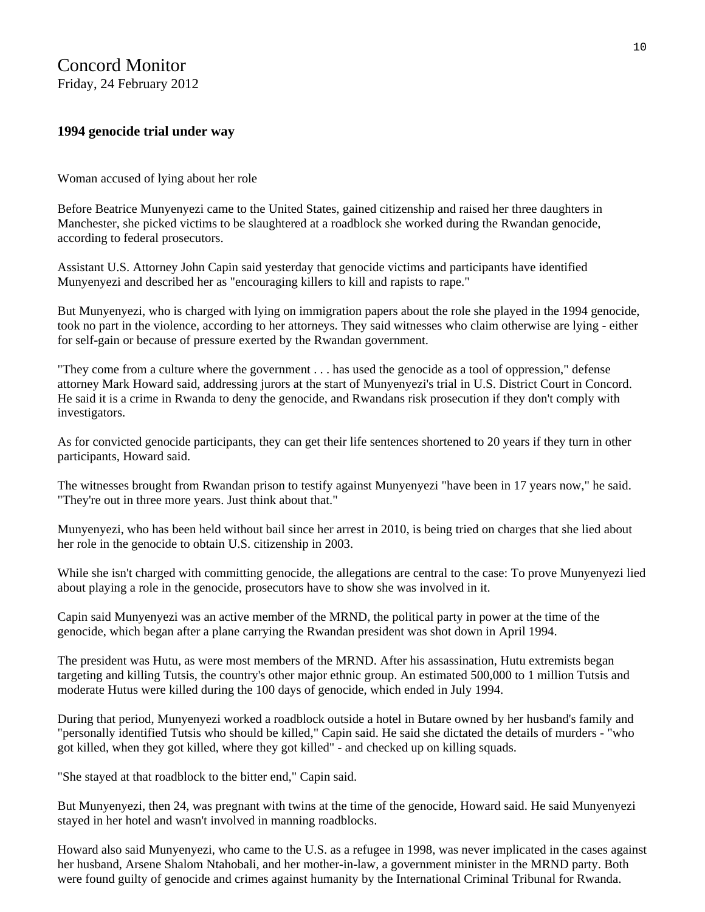Concord Monitor
Friday, 24 February 2012

**1994 genocide trial under way**

Woman accused of lying about her role

Before Beatrice Munyenyezi came to the United States, gained citizenship and raised her three daughters in Manchester, she picked victims to be slaughtered at a roadblock she worked during the Rwandan genocide, according to federal prosecutors.

Assistant U.S. Attorney John Capin said yesterday that genocide victims and participants have identified Munyenyezi and described her as "encouraging killers to kill and rapists to rape."

But Munyenyezi, who is charged with lying on immigration papers about the role she played in the 1994 genocide, took no part in the violence, according to her attorneys. They said witnesses who claim otherwise are lying - either for self-gain or because of pressure exerted by the Rwandan government.

"They come from a culture where the government . . . has used the genocide as a tool of oppression," defense attorney Mark Howard said, addressing jurors at the start of Munyenyezi's trial in U.S. District Court in Concord. He said it is a crime in Rwanda to deny the genocide, and Rwandans risk prosecution if they don't comply with investigators.

As for convicted genocide participants, they can get their life sentences shortened to 20 years if they turn in other participants, Howard said.

The witnesses brought from Rwandan prison to testify against Munyenyezi "have been in 17 years now," he said. "They're out in three more years. Just think about that."

Munyenyezi, who has been held without bail since her arrest in 2010, is being tried on charges that she lied about her role in the genocide to obtain U.S. citizenship in 2003.

While she isn't charged with committing genocide, the allegations are central to the case: To prove Munyenyezi lied about playing a role in the genocide, prosecutors have to show she was involved in it.

Capin said Munyenyezi was an active member of the MRND, the political party in power at the time of the genocide, which began after a plane carrying the Rwandan president was shot down in April 1994.

The president was Hutu, as were most members of the MRND. After his assassination, Hutu extremists began targeting and killing Tutsis, the country's other major ethnic group. An estimated 500,000 to 1 million Tutsis and moderate Hutus were killed during the 100 days of genocide, which ended in July 1994.

During that period, Munyenyezi worked a roadblock outside a hotel in Butare owned by her husband's family and "personally identified Tutsis who should be killed," Capin said. He said she dictated the details of murders - "who got killed, when they got killed, where they got killed" - and checked up on killing squads.

"She stayed at that roadblock to the bitter end," Capin said.

But Munyenyezi, then 24, was pregnant with twins at the time of the genocide, Howard said. He said Munyenyezi stayed in her hotel and wasn't involved in manning roadblocks.

Howard also said Munyenyezi, who came to the U.S. as a refugee in 1998, was never implicated in the cases against her husband, Arsene Shalom Ntahobali, and her mother-in-law, a government minister in the MRND party. Both were found guilty of genocide and crimes against humanity by the International Criminal Tribunal for Rwanda.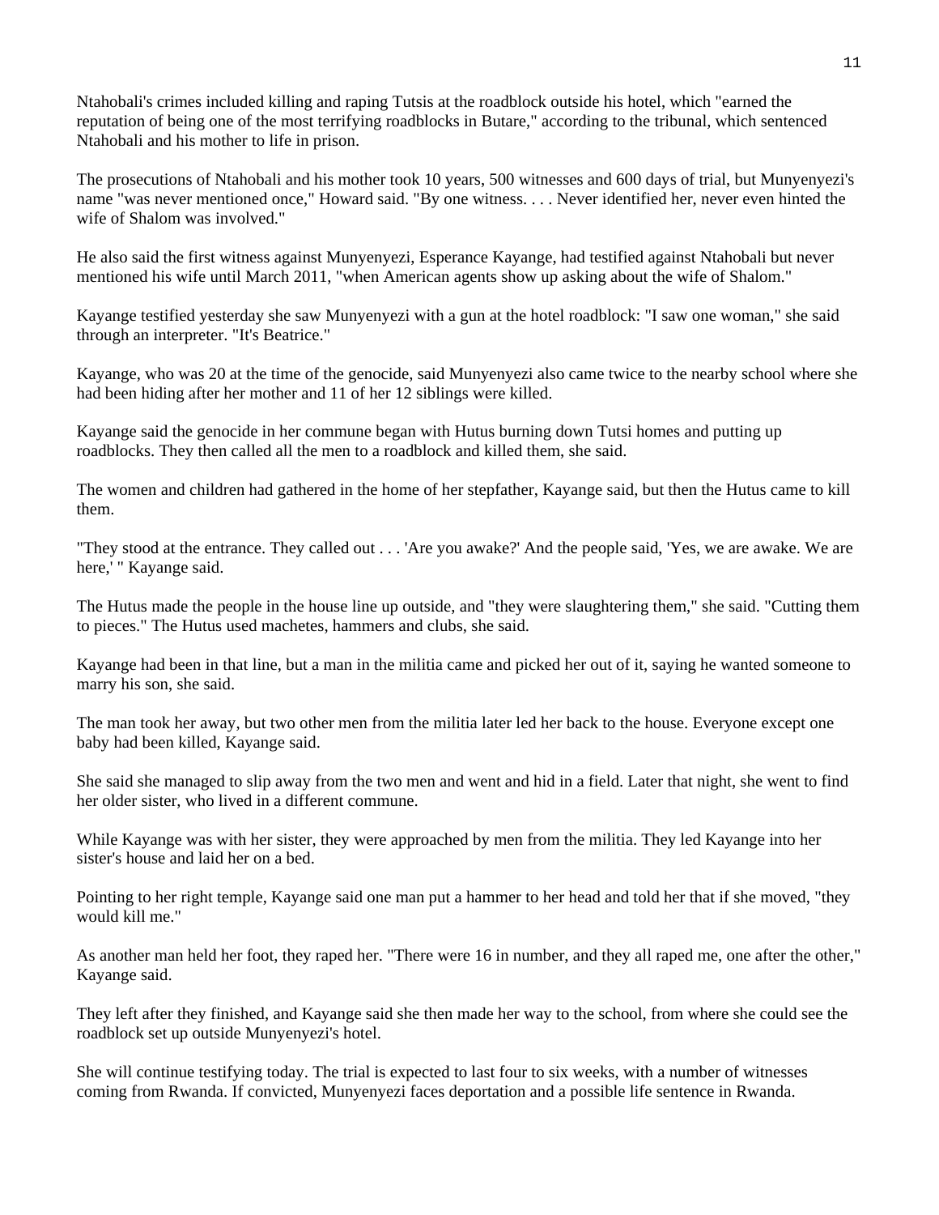Ntahobali's crimes included killing and raping Tutsis at the roadblock outside his hotel, which "earned the reputation of being one of the most terrifying roadblocks in Butare," according to the tribunal, which sentenced Ntahobali and his mother to life in prison.

The prosecutions of Ntahobali and his mother took 10 years, 500 witnesses and 600 days of trial, but Munyenyezi's name "was never mentioned once," Howard said. "By one witness. . . . Never identified her, never even hinted the wife of Shalom was involved."

He also said the first witness against Munyenyezi, Esperance Kayange, had testified against Ntahobali but never mentioned his wife until March 2011, "when American agents show up asking about the wife of Shalom."

Kayange testified yesterday she saw Munyenyezi with a gun at the hotel roadblock: "I saw one woman," she said through an interpreter. "It's Beatrice."

Kayange, who was 20 at the time of the genocide, said Munyenyezi also came twice to the nearby school where she had been hiding after her mother and 11 of her 12 siblings were killed.

Kayange said the genocide in her commune began with Hutus burning down Tutsi homes and putting up roadblocks. They then called all the men to a roadblock and killed them, she said.

The women and children had gathered in the home of her stepfather, Kayange said, but then the Hutus came to kill them.

"They stood at the entrance. They called out . . . 'Are you awake?' And the people said, 'Yes, we are awake. We are here,' " Kayange said.

The Hutus made the people in the house line up outside, and "they were slaughtering them," she said. "Cutting them to pieces." The Hutus used machetes, hammers and clubs, she said.

Kayange had been in that line, but a man in the militia came and picked her out of it, saying he wanted someone to marry his son, she said.

The man took her away, but two other men from the militia later led her back to the house. Everyone except one baby had been killed, Kayange said.

She said she managed to slip away from the two men and went and hid in a field. Later that night, she went to find her older sister, who lived in a different commune.

While Kayange was with her sister, they were approached by men from the militia. They led Kayange into her sister's house and laid her on a bed.

Pointing to her right temple, Kayange said one man put a hammer to her head and told her that if she moved, "they would kill me."

As another man held her foot, they raped her. "There were 16 in number, and they all raped me, one after the other," Kayange said.

They left after they finished, and Kayange said she then made her way to the school, from where she could see the roadblock set up outside Munyenyezi's hotel.

She will continue testifying today. The trial is expected to last four to six weeks, with a number of witnesses coming from Rwanda. If convicted, Munyenyezi faces deportation and a possible life sentence in Rwanda.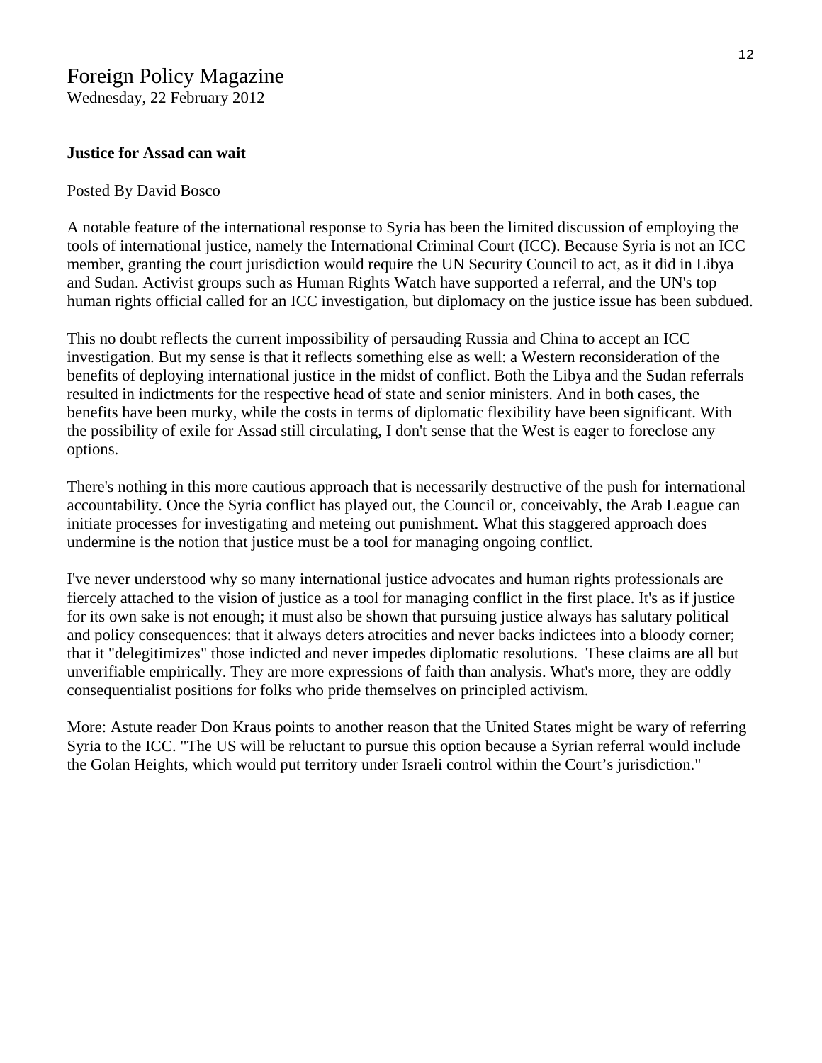# Foreign Policy Magazine

Wednesday, 22 February 2012

**Justice for Assad can wait**

Posted By David Bosco

A notable feature of the international response to Syria has been the limited discussion of employing the tools of international justice, namely the International Criminal Court (ICC). Because Syria is not an ICC member, granting the court jurisdiction would require the UN Security Council to act, as it did in Libya and Sudan. Activist groups such as Human Rights Watch have supported a referral, and the UN's top human rights official called for an ICC investigation, but diplomacy on the justice issue has been subdued.

This no doubt reflects the current impossibility of persauding Russia and China to accept an ICC investigation. But my sense is that it reflects something else as well: a Western reconsideration of the benefits of deploying international justice in the midst of conflict. Both the Libya and the Sudan referrals resulted in indictments for the respective head of state and senior ministers. And in both cases, the benefits have been murky, while the costs in terms of diplomatic flexibility have been significant. With the possibility of exile for Assad still circulating, I don't sense that the West is eager to foreclose any options.

There's nothing in this more cautious approach that is necessarily destructive of the push for international accountability. Once the Syria conflict has played out, the Council or, conceivably, the Arab League can initiate processes for investigating and meteing out punishment. What this staggered approach does undermine is the notion that justice must be a tool for managing ongoing conflict.

I've never understood why so many international justice advocates and human rights professionals are fiercely attached to the vision of justice as a tool for managing conflict in the first place. It's as if justice for its own sake is not enough; it must also be shown that pursuing justice always has salutary political and policy consequences: that it always deters atrocities and never backs indictees into a bloody corner; that it "delegitimizes" those indicted and never impedes diplomatic resolutions. These claims are all but unverifiable empirically. They are more expressions of faith than analysis. What's more, they are oddly consequentialist positions for folks who pride themselves on principled activism.

More: Astute reader Don Kraus points to another reason that the United States might be wary of referring Syria to the ICC. "The US will be reluctant to pursue this option because a Syrian referral would include the Golan Heights, which would put territory under Israeli control within the Court's jurisdiction."